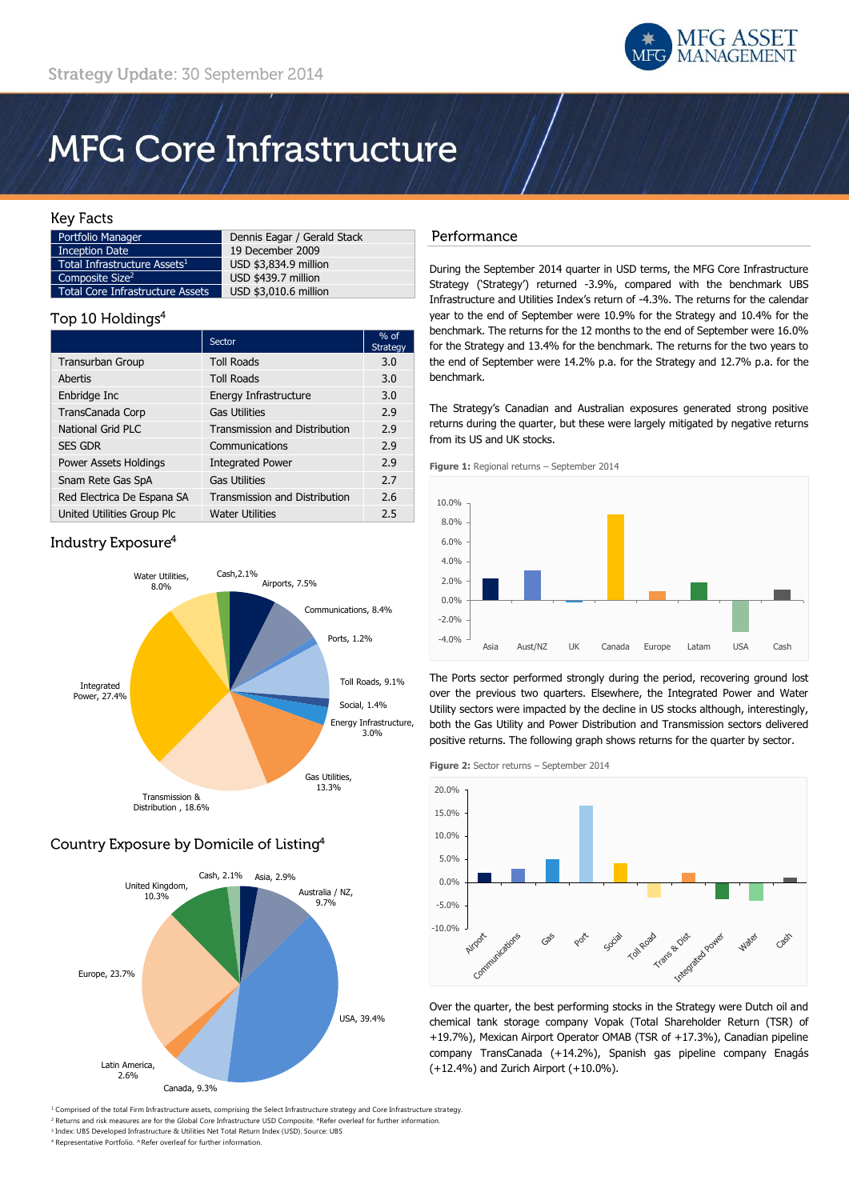Strategy Update: 30 September 2014

# MFG Core Infrastructure

## Key Facts

| | |
|---|---|
| Portfolio Manager | Dennis Eagar / Gerald Stack |
| Inception Date | 19 December 2009 |
| Total Infrastructure Assets[1] | USD $3,834.9 million |
| Composite Size[2] | USD $439.7 million |
| Total Core Infrastructure Assets | USD $3,010.6 million |

## Top 10 Holdings[4]

| | Sector | % of Strategy |
|---|---|---|
| Transurban Group | Toll Roads | 3.0 |
| Abertis | Toll Roads | 3.0 |
| Enbridge Inc | Energy Infrastructure | 3.0 |
| TransCanada Corp | Gas Utilities | 2.9 |
| National Grid PLC | Transmission and Distribution | 2.9 |
| SES GDR | Communications | 2.9 |
| Power Assets Holdings | Integrated Power | 2.9 |
| Snam Rete Gas SpA | Gas Utilities | 2.7 |
| Red Electrica De Espana SA | Transmission and Distribution | 2.6 |
| United Utilities Group Plc | Water Utilities | 2.5 |

## Industry Exposure[4]

Airports, 7.5%; Communications, 8.4%; Ports, 1.2%; Toll Roads, 9.1%; Social, 1.4%; Energy Infrastructure, 3.0%; Gas Utilities, 13.3%; Transmission & Distribution, 18.6%; Integrated Power, 27.4%; Water Utilities, 8.0%; Cash, 2.1%

## Country Exposure by Domicile of Listing[4]

Asia, 2.9%; Australia / NZ, 9.7%; USA, 39.4%; Canada, 9.3%; Latin America, 2.6%; Europe, 23.7%; United Kingdom, 10.3%; Cash, 2.1%

## Performance

During the September 2014 quarter in USD terms, the MFG Core Infrastructure Strategy ('Strategy') returned -3.9%, compared with the benchmark UBS Infrastructure and Utilities Index's return of -4.3%. The returns for the calendar year to the end of September were 10.9% for the Strategy and 10.4% for the benchmark. The returns for the 12 months to the end of September were 16.0% for the Strategy and 13.4% for the benchmark. The returns for the two years to the end of September were 14.2% p.a. for the Strategy and 12.7% p.a. for the benchmark.

The Strategy's Canadian and Australian exposures generated strong positive returns during the quarter, but these were largely mitigated by negative returns from its US and UK stocks.

**Figure 1:** Regional returns – September 2014

The Ports sector performed strongly during the period, recovering ground lost over the previous two quarters. Elsewhere, the Integrated Power and Water Utility sectors were impacted by the decline in US stocks although, interestingly, both the Gas Utility and Power Distribution and Transmission sectors delivered positive returns. The following graph shows returns for the quarter by sector.

**Figure 2:** Sector returns – September 2014

Over the quarter, the best performing stocks in the Strategy were Dutch oil and chemical tank storage company Vopak (Total Shareholder Return (TSR) of +19.7%), Mexican Airport Operator OMAB (TSR of +17.3%), Canadian pipeline company TransCanada (+14.2%), Spanish gas pipeline company Enagás (+12.4%) and Zurich Airport (+10.0%).

[1] Comprised of the total Firm Infrastructure assets, comprising the Select Infrastructure strategy and Core Infrastructure strategy.
[2] Returns and risk measures are for the Global Core Infrastructure USD Composite. ^Refer overleaf for further information.
[3] Index: UBS Developed Infrastructure & Utilities Net Total Return Index (USD). Source: UBS
[4] Representative Portfolio. ^Refer overleaf for further information.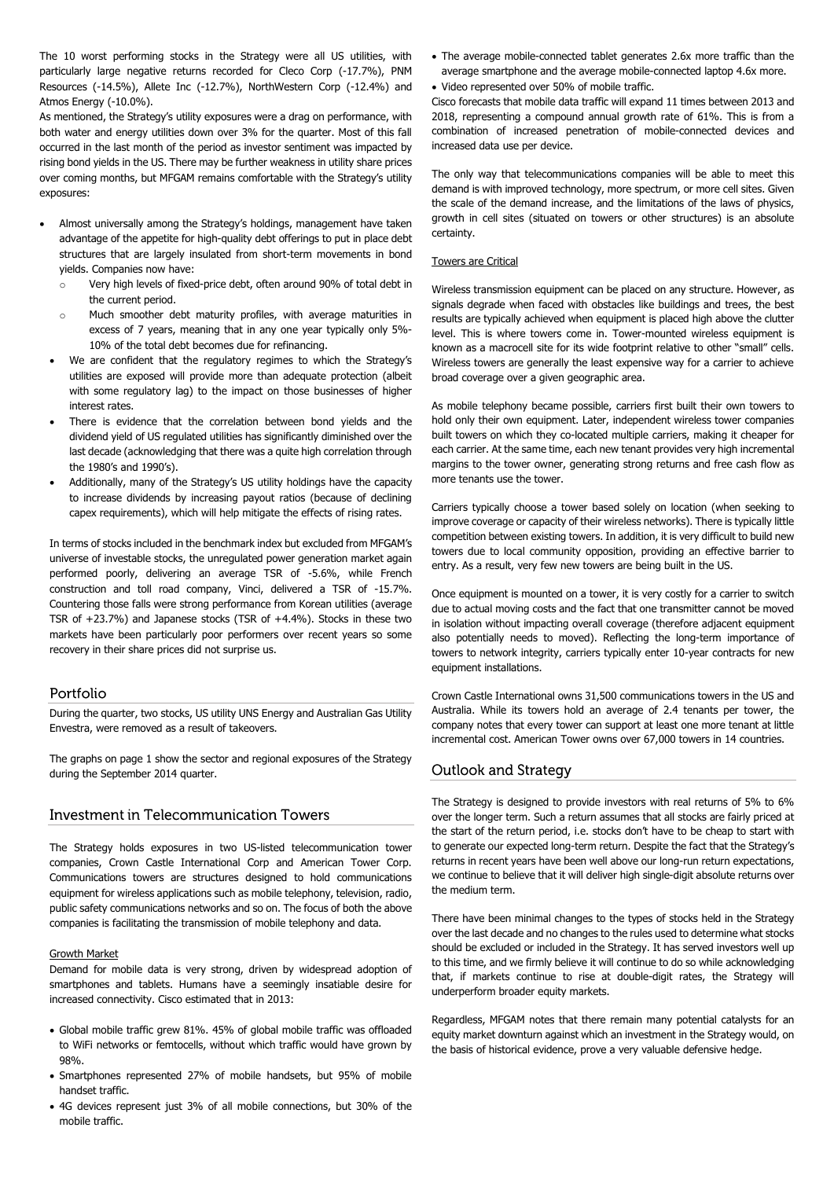The 10 worst performing stocks in the Strategy were all US utilities, with particularly large negative returns recorded for Cleco Corp (-17.7%), PNM Resources (-14.5%), Allete Inc (-12.7%), NorthWestern Corp (-12.4%) and Atmos Energy (-10.0%).

As mentioned, the Strategy's utility exposures were a drag on performance, with both water and energy utilities down over 3% for the quarter. Most of this fall occurred in the last month of the period as investor sentiment was impacted by rising bond yields in the US. There may be further weakness in utility share prices over coming months, but MFGAM remains comfortable with the Strategy's utility exposures:

- Almost universally among the Strategy's holdings, management have taken advantage of the appetite for high-quality debt offerings to put in place debt structures that are largely insulated from short-term movements in bond yields. Companies now have:
  - Very high levels of fixed-price debt, often around 90% of total debt in the current period.
  - Much smoother debt maturity profiles, with average maturities in excess of 7 years, meaning that in any one year typically only 5%-10% of the total debt becomes due for refinancing.
- We are confident that the regulatory regimes to which the Strategy's utilities are exposed will provide more than adequate protection (albeit with some regulatory lag) to the impact on those businesses of higher interest rates.
- There is evidence that the correlation between bond yields and the dividend yield of US regulated utilities has significantly diminished over the last decade (acknowledging that there was a quite high correlation through the 1980's and 1990's).
- Additionally, many of the Strategy's US utility holdings have the capacity to increase dividends by increasing payout ratios (because of declining capex requirements), which will help mitigate the effects of rising rates.

In terms of stocks included in the benchmark index but excluded from MFGAM's universe of investable stocks, the unregulated power generation market again performed poorly, delivering an average TSR of -5.6%, while French construction and toll road company, Vinci, delivered a TSR of -15.7%. Countering those falls were strong performance from Korean utilities (average TSR of +23.7%) and Japanese stocks (TSR of +4.4%). Stocks in these two markets have been particularly poor performers over recent years so some recovery in their share prices did not surprise us.

## Portfolio

During the quarter, two stocks, US utility UNS Energy and Australian Gas Utility Envestra, were removed as a result of takeovers.

The graphs on page 1 show the sector and regional exposures of the Strategy during the September 2014 quarter.

## Investment in Telecommunication Towers

The Strategy holds exposures in two US-listed telecommunication tower companies, Crown Castle International Corp and American Tower Corp. Communications towers are structures designed to hold communications equipment for wireless applications such as mobile telephony, television, radio, public safety communications networks and so on. The focus of both the above companies is facilitating the transmission of mobile telephony and data.

### Growth Market

Demand for mobile data is very strong, driven by widespread adoption of smartphones and tablets. Humans have a seemingly insatiable desire for increased connectivity. Cisco estimated that in 2013:

- Global mobile traffic grew 81%. 45% of global mobile traffic was offloaded to WiFi networks or femtocells, without which traffic would have grown by 98%.
- Smartphones represented 27% of mobile handsets, but 95% of mobile handset traffic.
- 4G devices represent just 3% of all mobile connections, but 30% of the mobile traffic.
- The average mobile-connected tablet generates 2.6x more traffic than the average smartphone and the average mobile-connected laptop 4.6x more.
- Video represented over 50% of mobile traffic.

Cisco forecasts that mobile data traffic will expand 11 times between 2013 and 2018, representing a compound annual growth rate of 61%. This is from a combination of increased penetration of mobile-connected devices and increased data use per device.

The only way that telecommunications companies will be able to meet this demand is with improved technology, more spectrum, or more cell sites. Given the scale of the demand increase, and the limitations of the laws of physics, growth in cell sites (situated on towers or other structures) is an absolute certainty.

### Towers are Critical

Wireless transmission equipment can be placed on any structure. However, as signals degrade when faced with obstacles like buildings and trees, the best results are typically achieved when equipment is placed high above the clutter level. This is where towers come in. Tower-mounted wireless equipment is known as a macrocell site for its wide footprint relative to other "small" cells. Wireless towers are generally the least expensive way for a carrier to achieve broad coverage over a given geographic area.

As mobile telephony became possible, carriers first built their own towers to hold only their own equipment. Later, independent wireless tower companies built towers on which they co-located multiple carriers, making it cheaper for each carrier. At the same time, each new tenant provides very high incremental margins to the tower owner, generating strong returns and free cash flow as more tenants use the tower.

Carriers typically choose a tower based solely on location (when seeking to improve coverage or capacity of their wireless networks). There is typically little competition between existing towers. In addition, it is very difficult to build new towers due to local community opposition, providing an effective barrier to entry. As a result, very few new towers are being built in the US.

Once equipment is mounted on a tower, it is very costly for a carrier to switch due to actual moving costs and the fact that one transmitter cannot be moved in isolation without impacting overall coverage (therefore adjacent equipment also potentially needs to moved). Reflecting the long-term importance of towers to network integrity, carriers typically enter 10-year contracts for new equipment installations.

Crown Castle International owns 31,500 communications towers in the US and Australia. While its towers hold an average of 2.4 tenants per tower, the company notes that every tower can support at least one more tenant at little incremental cost. American Tower owns over 67,000 towers in 14 countries.

## Outlook and Strategy

The Strategy is designed to provide investors with real returns of 5% to 6% over the longer term. Such a return assumes that all stocks are fairly priced at the start of the return period, i.e. stocks don't have to be cheap to start with to generate our expected long-term return. Despite the fact that the Strategy's returns in recent years have been well above our long-run return expectations, we continue to believe that it will deliver high single-digit absolute returns over the medium term.

There have been minimal changes to the types of stocks held in the Strategy over the last decade and no changes to the rules used to determine what stocks should be excluded or included in the Strategy. It has served investors well up to this time, and we firmly believe it will continue to do so while acknowledging that, if markets continue to rise at double-digit rates, the Strategy will underperform broader equity markets.

Regardless, MFGAM notes that there remain many potential catalysts for an equity market downturn against which an investment in the Strategy would, on the basis of historical evidence, prove a very valuable defensive hedge.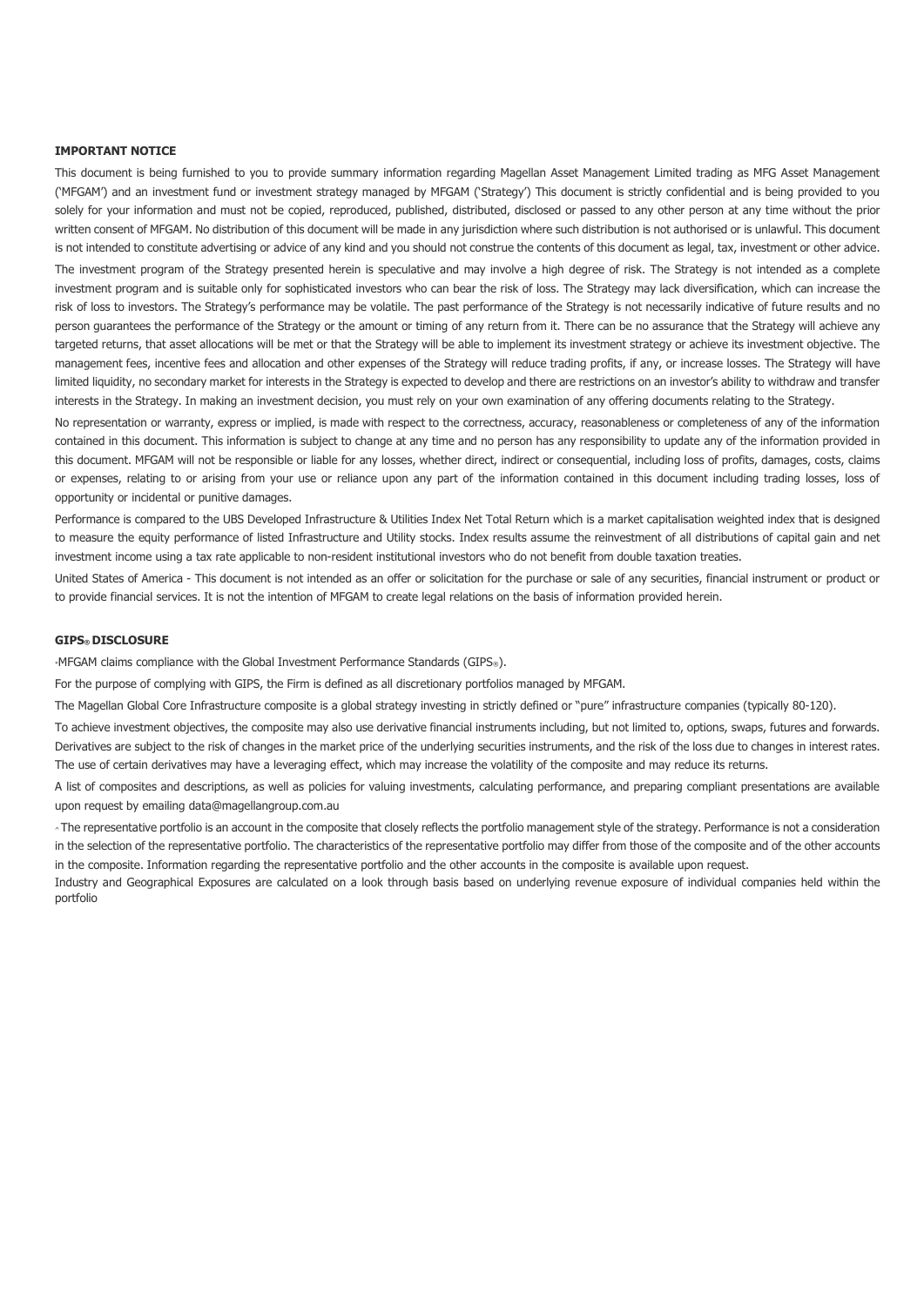**IMPORTANT NOTICE**

This document is being furnished to you to provide summary information regarding Magellan Asset Management Limited trading as MFG Asset Management ('MFGAM') and an investment fund or investment strategy managed by MFGAM ('Strategy') This document is strictly confidential and is being provided to you solely for your information and must not be copied, reproduced, published, distributed, disclosed or passed to any other person at any time without the prior written consent of MFGAM. No distribution of this document will be made in any jurisdiction where such distribution is not authorised or is unlawful. This document is not intended to constitute advertising or advice of any kind and you should not construe the contents of this document as legal, tax, investment or other advice.

The investment program of the Strategy presented herein is speculative and may involve a high degree of risk. The Strategy is not intended as a complete investment program and is suitable only for sophisticated investors who can bear the risk of loss. The Strategy may lack diversification, which can increase the risk of loss to investors. The Strategy's performance may be volatile. The past performance of the Strategy is not necessarily indicative of future results and no person guarantees the performance of the Strategy or the amount or timing of any return from it. There can be no assurance that the Strategy will achieve any targeted returns, that asset allocations will be met or that the Strategy will be able to implement its investment strategy or achieve its investment objective. The management fees, incentive fees and allocation and other expenses of the Strategy will reduce trading profits, if any, or increase losses. The Strategy will have limited liquidity, no secondary market for interests in the Strategy is expected to develop and there are restrictions on an investor's ability to withdraw and transfer interests in the Strategy. In making an investment decision, you must rely on your own examination of any offering documents relating to the Strategy.

No representation or warranty, express or implied, is made with respect to the correctness, accuracy, reasonableness or completeness of any of the information contained in this document. This information is subject to change at any time and no person has any responsibility to update any of the information provided in this document. MFGAM will not be responsible or liable for any losses, whether direct, indirect or consequential, including loss of profits, damages, costs, claims or expenses, relating to or arising from your use or reliance upon any part of the information contained in this document including trading losses, loss of opportunity or incidental or punitive damages.

Performance is compared to the UBS Developed Infrastructure & Utilities Index Net Total Return which is a market capitalisation weighted index that is designed to measure the equity performance of listed Infrastructure and Utility stocks. Index results assume the reinvestment of all distributions of capital gain and net investment income using a tax rate applicable to non-resident institutional investors who do not benefit from double taxation treaties.

United States of America - This document is not intended as an offer or solicitation for the purchase or sale of any securities, financial instrument or product or to provide financial services. It is not the intention of MFGAM to create legal relations on the basis of information provided herein.

**GIPS® DISCLOSURE**

*MFGAM claims compliance with the Global Investment Performance Standards (GIPS®).

For the purpose of complying with GIPS, the Firm is defined as all discretionary portfolios managed by MFGAM.

The Magellan Global Core Infrastructure composite is a global strategy investing in strictly defined or "pure" infrastructure companies (typically 80-120).

To achieve investment objectives, the composite may also use derivative financial instruments including, but not limited to, options, swaps, futures and forwards. Derivatives are subject to the risk of changes in the market price of the underlying securities instruments, and the risk of the loss due to changes in interest rates. The use of certain derivatives may have a leveraging effect, which may increase the volatility of the composite and may reduce its returns.

A list of composites and descriptions, as well as policies for valuing investments, calculating performance, and preparing compliant presentations are available upon request by emailing data@magellangroup.com.au

^ The representative portfolio is an account in the composite that closely reflects the portfolio management style of the strategy. Performance is not a consideration in the selection of the representative portfolio. The characteristics of the representative portfolio may differ from those of the composite and of the other accounts in the composite. Information regarding the representative portfolio and the other accounts in the composite is available upon request.

Industry and Geographical Exposures are calculated on a look through basis based on underlying revenue exposure of individual companies held within the portfolio